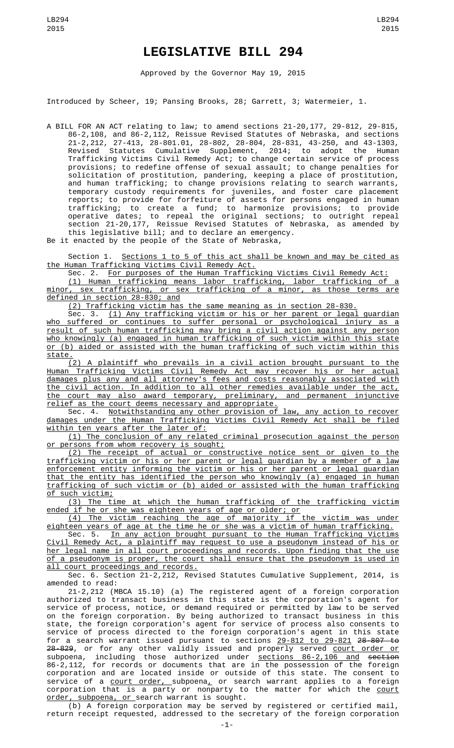# LEGISLATIVE BILL 294

Approved by the Governor May 19, 2015

Introduced by Scheer, 19; Pansing Brooks, 28; Garrett, 3; Watermeier, 1.

A BILL FOR AN ACT relating to law; to amend sections 21-20,177, 29-812, 29-815, 86-2,108, and 86-2,112, Reissue Revised Statutes of Nebraska, and sections 21-2,212, 27-413, 28-801.01, 28-802, 28-804, 28-831, 43-250, and 43-1303, Revised Statutes Cumulative Supplement, 2014; to adopt the Human Trafficking Victims Civil Remedy Act; to change certain service of process provisions; to redefine offense of sexual assault; to change penalties for solicitation of prostitution, pandering, keeping a place of prostitution, and human trafficking; to change provisions relating to search warrants, temporary custody requirements for juveniles, and foster care placement reports; to provide for forfeiture of assets for persons engaged in human trafficking; to create a fund; to harmonize provisions; to provide operative dates; to repeal the original sections; to outright repeal section 21-20,177, Reissue Revised Statutes of Nebraska, as amended by this legislative bill; and to declare an emergency.

Be it enacted by the people of the State of Nebraska,

Section 1. Sections 1 to 5 of this act shall be known and may be cited as the Human Trafficking Victims Civil Remedy Act.

Sec. 2. For purposes of the Human Trafficking Victims Civil Remedy Act:

(1) Human trafficking means labor trafficking, labor trafficking of a minor, sex trafficking, or sex trafficking of a minor, as those terms are defined in section 28-830; and

(2) Trafficking victim has the same meaning as in section 28-830.

Sec. 3. (1) Any trafficking victim or his or her parent or legal guardian who suffered or continues to suffer personal or psychological injury as a result of such human trafficking may bring a civil action against any person who knowingly (a) engaged in human trafficking of such victim within this state or (b) aided or assisted with the human trafficking of such victim within this state.

(2) A plaintiff who prevails in a civil action brought pursuant to the Human Trafficking Victims Civil Remedy Act may recover his or her actual damages plus any and all attorney's fees and costs reasonably associated with the civil action. In addition to all other remedies available under the act, the court may also award temporary, preliminary, and permanent injunctive relief as the court deems necessary and appropriate.

Sec. 4. Notwithstanding any other provision of law, any action to recover damages under the Human Trafficking Victims Civil Remedy Act shall be filed within ten years after the later of:

(1) The conclusion of any related criminal prosecution against the person or persons from whom recovery is sought;

(2) The receipt of actual or constructive notice sent or given to the trafficking victim or his or her parent or legal guardian by a member of a law enforcement entity informing the victim or his or her parent or legal guardian that the entity has identified the person who knowingly (a) engaged in human trafficking of such victim or (b) aided or assisted with the human trafficking of such victim;

(3) The time at which the human trafficking of the trafficking victim ended if he or she was eighteen years of age or older; or

(4) The victim reaching the age of majority if the victim was under eighteen years of age at the time he or she was a victim of human trafficking.

Sec. 5. In any action brought pursuant to the Human Trafficking Victims Civil Remedy Act, a plaintiff may request to use a pseudonym instead of his or her legal name in all court proceedings and records. Upon finding that the use of a pseudonym is proper, the court shall ensure that the pseudonym is used in all court proceedings and records.

Sec. 6. Section 21-2,212, Revised Statutes Cumulative Supplement, 2014, is amended to read:

21-2,212 (MBCA 15.10) (a) The registered agent of a foreign corporation authorized to transact business in this state is the corporation's agent for service of process, notice, or demand required or permitted by law to be served on the foreign corporation. By being authorized to transact business in this state, the foreign corporation's agent for service of process also consents to service of process directed to the foreign corporation's agent in this state for a search warrant issued pursuant to sections 29-812 to 29-821 ~~28-807 to 28-829~~, or for any other validly issued and properly served court order or subpoena, including those authorized under sections 86-2,106 and ~~section~~ 86-2,112, for records or documents that are in the possession of the foreign corporation and are located inside or outside of this state. The consent to service of a court order, subpoena, or search warrant applies to a foreign corporation that is a party or nonparty to the matter for which the court order, subpoena, or search warrant is sought.

(b) A foreign corporation may be served by registered or certified mail, return receipt requested, addressed to the secretary of the foreign corporation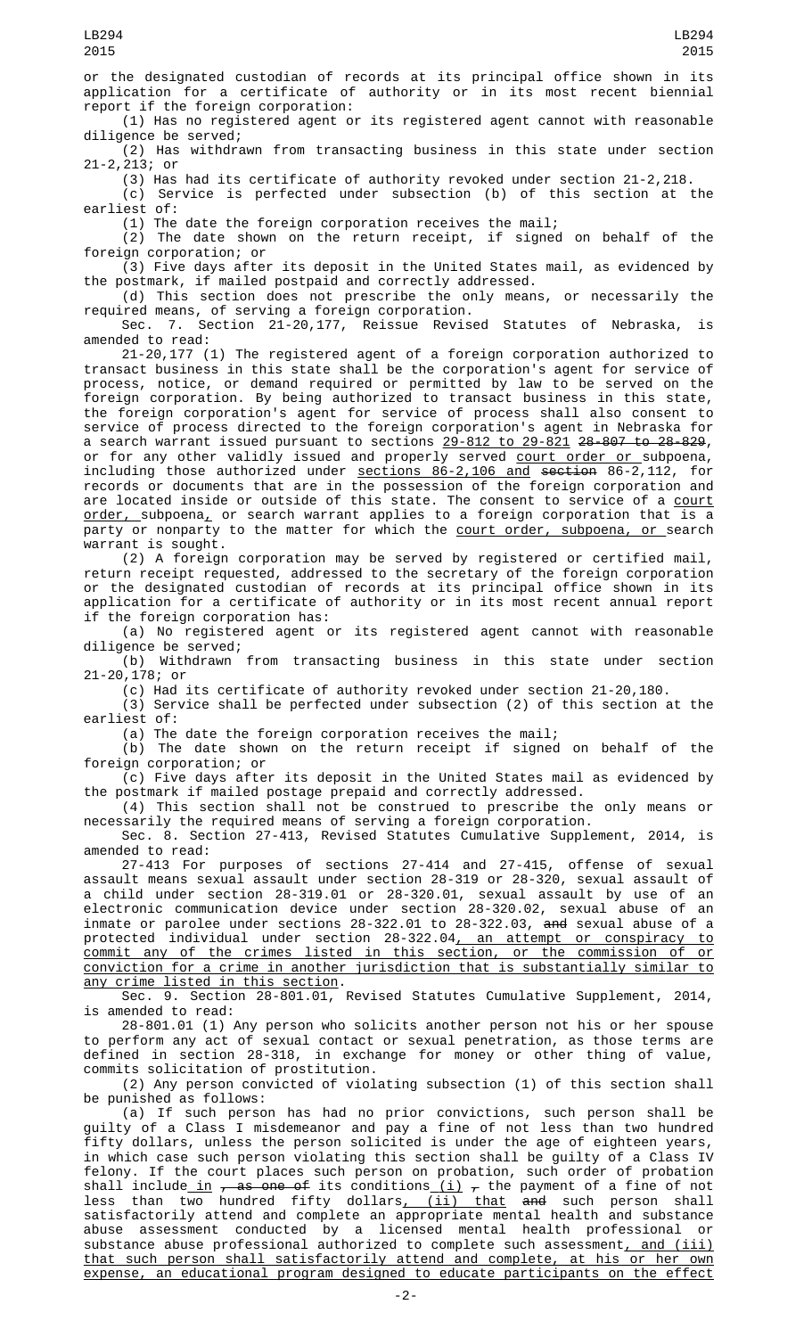or the designated custodian of records at its principal office shown in its application for a certificate of authority or in its most recent biennial report if the foreign corporation:

(1) Has no registered agent or its registered agent cannot with reasonable diligence be served;

(2) Has withdrawn from transacting business in this state under section 21-2,213; or

(3) Has had its certificate of authority revoked under section 21-2,218.

(c) Service is perfected under subsection (b) of this section at the earliest of:

(1) The date the foreign corporation receives the mail;

(2) The date shown on the return receipt, if signed on behalf of the foreign corporation; or

(3) Five days after its deposit in the United States mail, as evidenced by the postmark, if mailed postpaid and correctly addressed.

(d) This section does not prescribe the only means, or necessarily the required means, of serving a foreign corporation.

Sec. 7. Section 21-20,177, Reissue Revised Statutes of Nebraska, is amended to read:

21-20,177 (1) The registered agent of a foreign corporation authorized to transact business in this state shall be the corporation's agent for service of process, notice, or demand required or permitted by law to be served on the foreign corporation. By being authorized to transact business in this state, the foreign corporation's agent for service of process shall also consent to service of process directed to the foreign corporation's agent in Nebraska for a search warrant issued pursuant to sections 29-812 to 29-821 ~~28-807 to 28-829~~, or for any other validly issued and properly served court order or subpoena, including those authorized under sections 86-2,106 and ~~section~~ 86-2,112, for records or documents that are in the possession of the foreign corporation and are located inside or outside of this state. The consent to service of a court order, subpoena, or search warrant applies to a foreign corporation that is a party or nonparty to the matter for which the court order, subpoena, or search warrant is sought.

(2) A foreign corporation may be served by registered or certified mail, return receipt requested, addressed to the secretary of the foreign corporation or the designated custodian of records at its principal office shown in its application for a certificate of authority or in its most recent annual report if the foreign corporation has:

(a) No registered agent or its registered agent cannot with reasonable diligence be served;

(b) Withdrawn from transacting business in this state under section 21-20,178; or

(c) Had its certificate of authority revoked under section 21-20,180.

(3) Service shall be perfected under subsection (2) of this section at the earliest of:

(a) The date the foreign corporation receives the mail;

(b) The date shown on the return receipt if signed on behalf of the foreign corporation; or

(c) Five days after its deposit in the United States mail as evidenced by the postmark if mailed postage prepaid and correctly addressed.

(4) This section shall not be construed to prescribe the only means or necessarily the required means of serving a foreign corporation.

Sec. 8. Section 27-413, Revised Statutes Cumulative Supplement, 2014, is amended to read:

27-413 For purposes of sections 27-414 and 27-415, offense of sexual assault means sexual assault under section 28-319 or 28-320, sexual assault of a child under section 28-319.01 or 28-320.01, sexual assault by use of an electronic communication device under section 28-320.02, sexual abuse of an inmate or parolee under sections 28-322.01 to 28-322.03, ~~and~~ sexual abuse of a protected individual under section 28-322.04, an attempt or conspiracy to commit any of the crimes listed in this section, or the commission of or conviction for a crime in another jurisdiction that is substantially similar to any crime listed in this section.

Sec. 9. Section 28-801.01, Revised Statutes Cumulative Supplement, 2014, is amended to read:

28-801.01 (1) Any person who solicits another person not his or her spouse to perform any act of sexual contact or sexual penetration, as those terms are defined in section 28-318, in exchange for money or other thing of value, commits solicitation of prostitution.

(2) Any person convicted of violating subsection (1) of this section shall be punished as follows:

(a) If such person has had no prior convictions, such person shall be guilty of a Class I misdemeanor and pay a fine of not less than two hundred fifty dollars, unless the person solicited is under the age of eighteen years, in which case such person violating this section shall be guilty of a Class IV felony. If the court places such person on probation, such order of probation shall include in ~~, as one of~~ its conditions (i) ~~,~~ the payment of a fine of not less than two hundred fifty dollars, (ii) that ~~and~~ such person shall satisfactorily attend and complete an appropriate mental health and substance abuse assessment conducted by a licensed mental health professional or substance abuse professional authorized to complete such assessment, and (iii) that such person shall satisfactorily attend and complete, at his or her own expense, an educational program designed to educate participants on the effect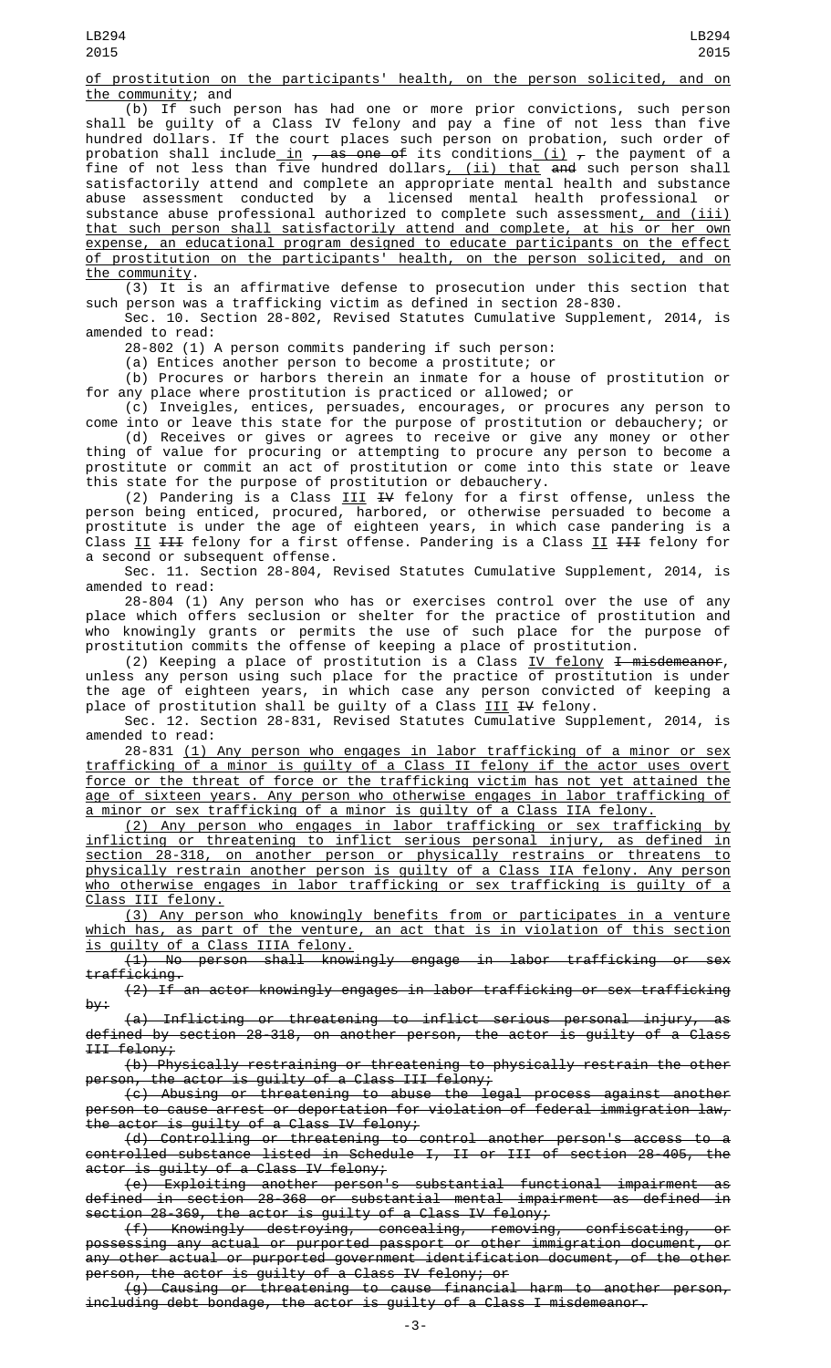of prostitution on the participants' health, on the person solicited, and on the community; and

(b) If such person has had one or more prior convictions, such person shall be guilty of a Class IV felony and pay a fine of not less than five hundred dollars. If the court places such person on probation, such order of probation shall include in ~~, as one of~~ its conditions (i) ~~,~~ the payment of a fine of not less than five hundred dollars, (ii) that ~~and~~ such person shall satisfactorily attend and complete an appropriate mental health and substance abuse assessment conducted by a licensed mental health professional or substance abuse professional authorized to complete such assessment, and (iii) that such person shall satisfactorily attend and complete, at his or her own expense, an educational program designed to educate participants on the effect of prostitution on the participants' health, on the person solicited, and on the community.

(3) It is an affirmative defense to prosecution under this section that such person was a trafficking victim as defined in section 28-830.

Sec. 10. Section 28-802, Revised Statutes Cumulative Supplement, 2014, is amended to read:

28-802 (1) A person commits pandering if such person:

(a) Entices another person to become a prostitute; or

(b) Procures or harbors therein an inmate for a house of prostitution or for any place where prostitution is practiced or allowed; or

(c) Inveigles, entices, persuades, encourages, or procures any person to come into or leave this state for the purpose of prostitution or debauchery; or

(d) Receives or gives or agrees to receive or give any money or other thing of value for procuring or attempting to procure any person to become a prostitute or commit an act of prostitution or come into this state or leave this state for the purpose of prostitution or debauchery.

(2) Pandering is a Class III ~~IV~~ felony for a first offense, unless the person being enticed, procured, harbored, or otherwise persuaded to become a prostitute is under the age of eighteen years, in which case pandering is a Class II ~~III~~ felony for a first offense. Pandering is a Class II ~~III~~ felony for a second or subsequent offense.

Sec. 11. Section 28-804, Revised Statutes Cumulative Supplement, 2014, is amended to read:

28-804 (1) Any person who has or exercises control over the use of any place which offers seclusion or shelter for the practice of prostitution and who knowingly grants or permits the use of such place for the purpose of prostitution commits the offense of keeping a place of prostitution.

(2) Keeping a place of prostitution is a Class IV felony ~~I misdemeanor~~, unless any person using such place for the practice of prostitution is under the age of eighteen years, in which case any person convicted of keeping a place of prostitution shall be guilty of a Class III ~~IV~~ felony.

Sec. 12. Section 28-831, Revised Statutes Cumulative Supplement, 2014, is amended to read:

28-831 (1) Any person who engages in labor trafficking of a minor or sex trafficking of a minor is guilty of a Class II felony if the actor uses overt force or the threat of force or the trafficking victim has not yet attained the age of sixteen years. Any person who otherwise engages in labor trafficking of a minor or sex trafficking of a minor is guilty of a Class IIA felony.

(2) Any person who engages in labor trafficking or sex trafficking by inflicting or threatening to inflict serious personal injury, as defined in section 28-318, on another person or physically restrains or threatens to physically restrain another person is guilty of a Class IIA felony. Any person who otherwise engages in labor trafficking or sex trafficking is guilty of a Class III felony.

(3) Any person who knowingly benefits from or participates in a venture which has, as part of the venture, an act that is in violation of this section is guilty of a Class IIIA felony.

~~(1) No person shall knowingly engage in labor trafficking or sex trafficking.~~

~~(2) If an actor knowingly engages in labor trafficking or sex trafficking by:~~

~~(a) Inflicting or threatening to inflict serious personal injury, as defined by section 28-318, on another person, the actor is guilty of a Class III felony;~~

~~(b) Physically restraining or threatening to physically restrain the other person, the actor is guilty of a Class III felony;~~

~~(c) Abusing or threatening to abuse the legal process against another person to cause arrest or deportation for violation of federal immigration law, the actor is guilty of a Class IV felony;~~

~~(d) Controlling or threatening to control another person's access to a controlled substance listed in Schedule I, II or III of section 28-405, the actor is guilty of a Class IV felony;~~

~~(e) Exploiting another person's substantial functional impairment as defined in section 28-368 or substantial mental impairment as defined in section 28-369, the actor is guilty of a Class IV felony;~~

~~(f) Knowingly destroying, concealing, removing, confiscating, or possessing any actual or purported passport or other immigration document, or any other actual or purported government identification document, of the other person, the actor is guilty of a Class IV felony; or~~

~~(g) Causing or threatening to cause financial harm to another person, including debt bondage, the actor is guilty of a Class I misdemeanor.~~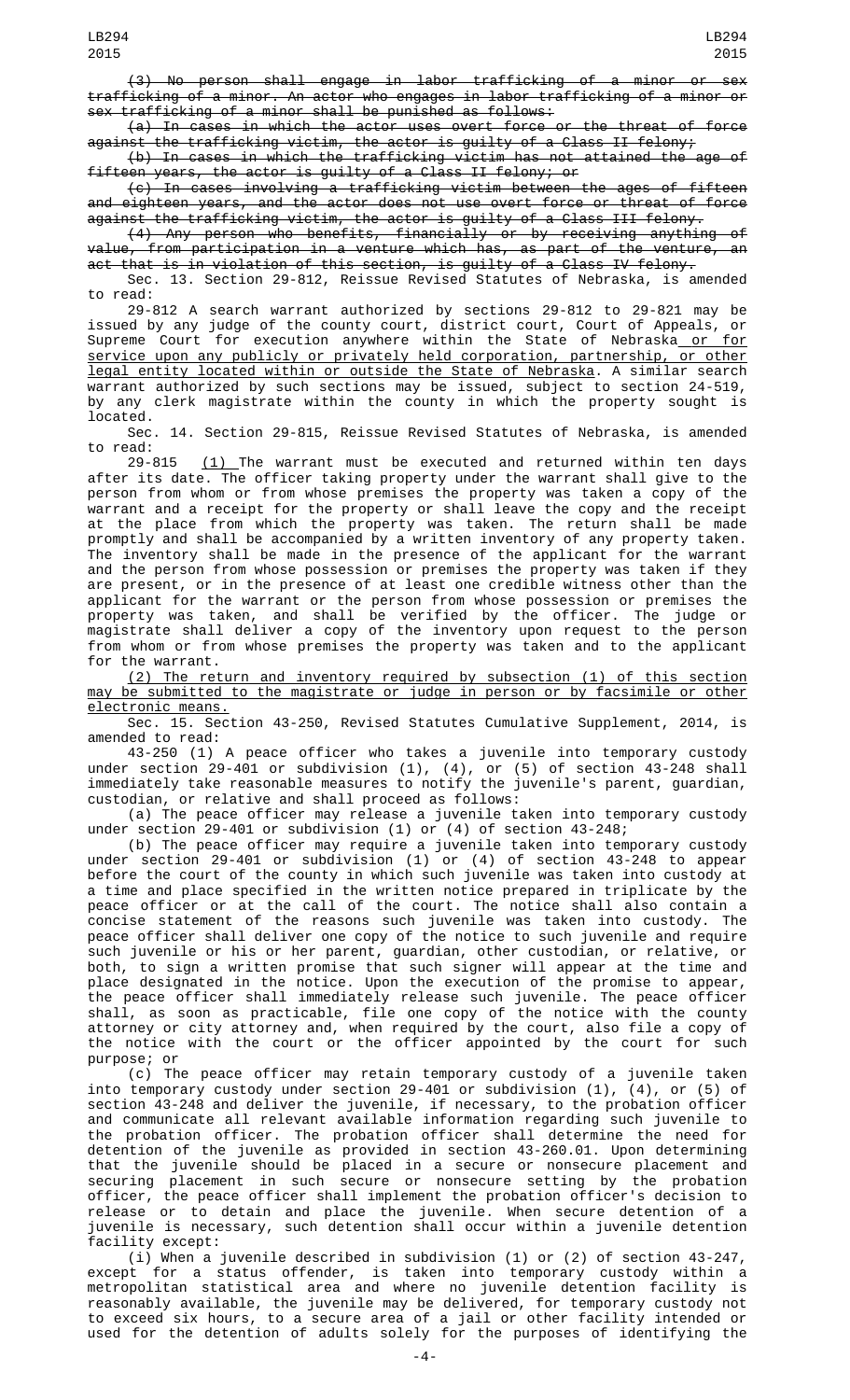~~(3) No person shall engage in labor trafficking of a minor or sex trafficking of a minor. An actor who engages in labor trafficking of a minor or sex trafficking of a minor shall be punished as follows:~~

~~(a) In cases in which the actor uses overt force or the threat of force against the trafficking victim, the actor is guilty of a Class II felony;~~

~~(b) In cases in which the trafficking victim has not attained the age of fifteen years, the actor is guilty of a Class II felony; or~~

~~(c) In cases involving a trafficking victim between the ages of fifteen and eighteen years, and the actor does not use overt force or threat of force against the trafficking victim, the actor is guilty of a Class III felony.~~

~~(4) Any person who benefits, financially or by receiving anything of value, from participation in a venture which has, as part of the venture, an act that is in violation of this section, is guilty of a Class IV felony.~~

Sec. 13. Section 29-812, Reissue Revised Statutes of Nebraska, is amended to read:

29-812 A search warrant authorized by sections 29-812 to 29-821 may be issued by any judge of the county court, district court, Court of Appeals, or Supreme Court for execution anywhere within the State of Nebraska <u>or for service upon any publicly or privately held corporation, partnership, or other legal entity located within or outside the State of Nebraska</u>. A similar search warrant authorized by such sections may be issued, subject to section 24-519, by any clerk magistrate within the county in which the property sought is located.

Sec. 14. Section 29-815, Reissue Revised Statutes of Nebraska, is amended to read:

29-815 <u>(1)</u> The warrant must be executed and returned within ten days after its date. The officer taking property under the warrant shall give to the person from whom or from whose premises the property was taken a copy of the warrant and a receipt for the property or shall leave the copy and the receipt at the place from which the property was taken. The return shall be made promptly and shall be accompanied by a written inventory of any property taken. The inventory shall be made in the presence of the applicant for the warrant and the person from whose possession or premises the property was taken if they are present, or in the presence of at least one credible witness other than the applicant for the warrant or the person from whose possession or premises the property was taken, and shall be verified by the officer. The judge or magistrate shall deliver a copy of the inventory upon request to the person from whom or from whose premises the property was taken and to the applicant for the warrant.

<u>(2) The return and inventory required by subsection (1) of this section may be submitted to the magistrate or judge in person or by facsimile or other electronic means.</u>

Sec. 15. Section 43-250, Revised Statutes Cumulative Supplement, 2014, is amended to read:

43-250 (1) A peace officer who takes a juvenile into temporary custody under section 29-401 or subdivision (1), (4), or (5) of section 43-248 shall immediately take reasonable measures to notify the juvenile's parent, guardian, custodian, or relative and shall proceed as follows:

(a) The peace officer may release a juvenile taken into temporary custody under section 29-401 or subdivision (1) or (4) of section 43-248;

(b) The peace officer may require a juvenile taken into temporary custody under section 29-401 or subdivision (1) or (4) of section 43-248 to appear before the court of the county in which such juvenile was taken into custody at a time and place specified in the written notice prepared in triplicate by the peace officer or at the call of the court. The notice shall also contain a concise statement of the reasons such juvenile was taken into custody. The peace officer shall deliver one copy of the notice to such juvenile and require such juvenile or his or her parent, guardian, other custodian, or relative, or both, to sign a written promise that such signer will appear at the time and place designated in the notice. Upon the execution of the promise to appear, the peace officer shall immediately release such juvenile. The peace officer shall, as soon as practicable, file one copy of the notice with the county attorney or city attorney and, when required by the court, also file a copy of the notice with the court or the officer appointed by the court for such purpose; or

(c) The peace officer may retain temporary custody of a juvenile taken into temporary custody under section 29-401 or subdivision (1), (4), or (5) of section 43-248 and deliver the juvenile, if necessary, to the probation officer and communicate all relevant available information regarding such juvenile to the probation officer. The probation officer shall determine the need for detention of the juvenile as provided in section 43-260.01. Upon determining that the juvenile should be placed in a secure or nonsecure placement and securing placement in such secure or nonsecure setting by the probation officer, the peace officer shall implement the probation officer's decision to release or to detain and place the juvenile. When secure detention of a juvenile is necessary, such detention shall occur within a juvenile detention facility except:

(i) When a juvenile described in subdivision (1) or (2) of section 43-247, except for a status offender, is taken into temporary custody within a metropolitan statistical area and where no juvenile detention facility is reasonably available, the juvenile may be delivered, for temporary custody not to exceed six hours, to a secure area of a jail or other facility intended or used for the detention of adults solely for the purposes of identifying the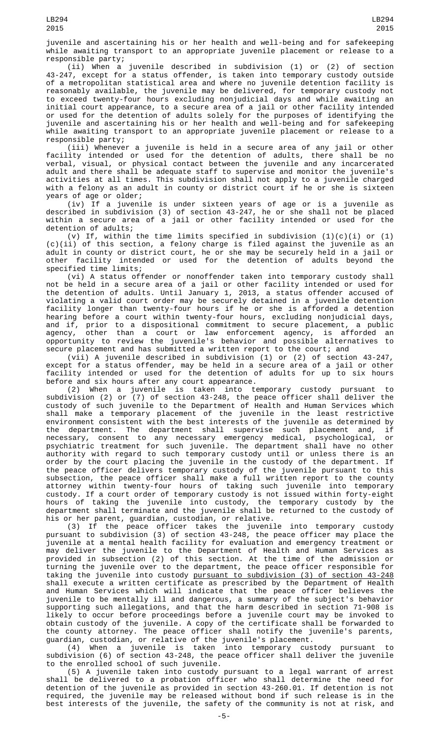juvenile and ascertaining his or her health and well-being and for safekeeping while awaiting transport to an appropriate juvenile placement or release to a responsible party;

(ii) When a juvenile described in subdivision (1) or (2) of section 43-247, except for a status offender, is taken into temporary custody outside of a metropolitan statistical area and where no juvenile detention facility is reasonably available, the juvenile may be delivered, for temporary custody not to exceed twenty-four hours excluding nonjudicial days and while awaiting an initial court appearance, to a secure area of a jail or other facility intended or used for the detention of adults solely for the purposes of identifying the juvenile and ascertaining his or her health and well-being and for safekeeping while awaiting transport to an appropriate juvenile placement or release to a responsible party;

(iii) Whenever a juvenile is held in a secure area of any jail or other facility intended or used for the detention of adults, there shall be no verbal, visual, or physical contact between the juvenile and any incarcerated adult and there shall be adequate staff to supervise and monitor the juvenile's activities at all times. This subdivision shall not apply to a juvenile charged with a felony as an adult in county or district court if he or she is sixteen years of age or older;

(iv) If a juvenile is under sixteen years of age or is a juvenile as described in subdivision (3) of section 43-247, he or she shall not be placed within a secure area of a jail or other facility intended or used for the detention of adults;

(v) If, within the time limits specified in subdivision (1)(c)(i) or (1)(c)(ii) of this section, a felony charge is filed against the juvenile as an adult in county or district court, he or she may be securely held in a jail or other facility intended or used for the detention of adults beyond the specified time limits;

(vi) A status offender or nonoffender taken into temporary custody shall not be held in a secure area of a jail or other facility intended or used for the detention of adults. Until January 1, 2013, a status offender accused of violating a valid court order may be securely detained in a juvenile detention facility longer than twenty-four hours if he or she is afforded a detention hearing before a court within twenty-four hours, excluding nonjudicial days, and if, prior to a dispositional commitment to secure placement, a public agency, other than a court or law enforcement agency, is afforded an opportunity to review the juvenile's behavior and possible alternatives to secure placement and has submitted a written report to the court; and

(vii) A juvenile described in subdivision (1) or (2) of section 43-247, except for a status offender, may be held in a secure area of a jail or other facility intended or used for the detention of adults for up to six hours before and six hours after any court appearance.

(2) When a juvenile is taken into temporary custody pursuant to subdivision (2) or (7) of section 43-248, the peace officer shall deliver the custody of such juvenile to the Department of Health and Human Services which shall make a temporary placement of the juvenile in the least restrictive environment consistent with the best interests of the juvenile as determined by the department. The department shall supervise such placement and, if necessary, consent to any necessary emergency medical, psychological, or psychiatric treatment for such juvenile. The department shall have no other authority with regard to such temporary custody until or unless there is an order by the court placing the juvenile in the custody of the department. If the peace officer delivers temporary custody of the juvenile pursuant to this subsection, the peace officer shall make a full written report to the county attorney within twenty-four hours of taking such juvenile into temporary custody. If a court order of temporary custody is not issued within forty-eight hours of taking the juvenile into custody, the temporary custody by the department shall terminate and the juvenile shall be returned to the custody of his or her parent, guardian, custodian, or relative.

(3) If the peace officer takes the juvenile into temporary custody pursuant to subdivision (3) of section 43-248, the peace officer may place the juvenile at a mental health facility for evaluation and emergency treatment or may deliver the juvenile to the Department of Health and Human Services as provided in subsection (2) of this section. At the time of the admission or turning the juvenile over to the department, the peace officer responsible for taking the juvenile into custody pursuant to subdivision (3) of section 43-248 shall execute a written certificate as prescribed by the Department of Health and Human Services which will indicate that the peace officer believes the juvenile to be mentally ill and dangerous, a summary of the subject's behavior supporting such allegations, and that the harm described in section 71-908 is likely to occur before proceedings before a juvenile court may be invoked to obtain custody of the juvenile. A copy of the certificate shall be forwarded to the county attorney. The peace officer shall notify the juvenile's parents, guardian, custodian, or relative of the juvenile's placement.

(4) When a juvenile is taken into temporary custody pursuant to subdivision (6) of section 43-248, the peace officer shall deliver the juvenile to the enrolled school of such juvenile.

(5) A juvenile taken into custody pursuant to a legal warrant of arrest shall be delivered to a probation officer who shall determine the need for detention of the juvenile as provided in section 43-260.01. If detention is not required, the juvenile may be released without bond if such release is in the best interests of the juvenile, the safety of the community is not at risk, and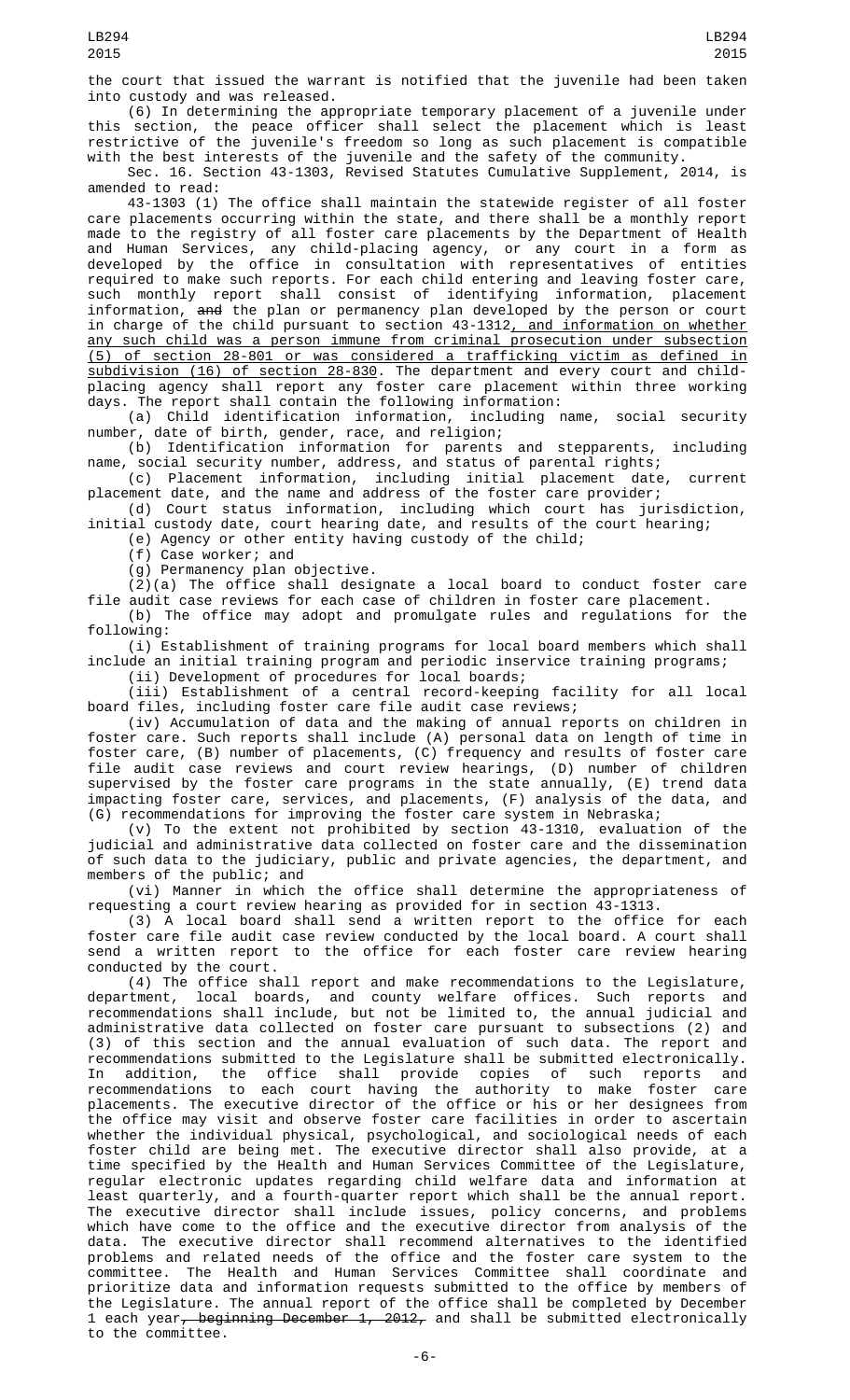the court that issued the warrant is notified that the juvenile had been taken into custody and was released.

(6) In determining the appropriate temporary placement of a juvenile under this section, the peace officer shall select the placement which is least restrictive of the juvenile's freedom so long as such placement is compatible with the best interests of the juvenile and the safety of the community.

Sec. 16. Section 43-1303, Revised Statutes Cumulative Supplement, 2014, is amended to read:

43-1303 (1) The office shall maintain the statewide register of all foster care placements occurring within the state, and there shall be a monthly report made to the registry of all foster care placements by the Department of Health and Human Services, any child-placing agency, or any court in a form as developed by the office in consultation with representatives of entities required to make such reports. For each child entering and leaving foster care, such monthly report shall consist of identifying information, placement information, ~~and~~ the plan or permanency plan developed by the person or court in charge of the child pursuant to section 43-1312, and information on whether any such child was a person immune from criminal prosecution under subsection (5) of section 28-801 or was considered a trafficking victim as defined in subdivision (16) of section 28-830. The department and every court and child-placing agency shall report any foster care placement within three working days. The report shall contain the following information:

(a) Child identification information, including name, social security number, date of birth, gender, race, and religion;

(b) Identification information for parents and stepparents, including name, social security number, address, and status of parental rights;

(c) Placement information, including initial placement date, current placement date, and the name and address of the foster care provider;

(d) Court status information, including which court has jurisdiction, initial custody date, court hearing date, and results of the court hearing;

(e) Agency or other entity having custody of the child;

(f) Case worker; and

(g) Permanency plan objective.

(2)(a) The office shall designate a local board to conduct foster care file audit case reviews for each case of children in foster care placement.

(b) The office may adopt and promulgate rules and regulations for the following:

(i) Establishment of training programs for local board members which shall include an initial training program and periodic inservice training programs;

(ii) Development of procedures for local boards;

(iii) Establishment of a central record-keeping facility for all local board files, including foster care file audit case reviews;

(iv) Accumulation of data and the making of annual reports on children in foster care. Such reports shall include (A) personal data on length of time in foster care, (B) number of placements, (C) frequency and results of foster care file audit case reviews and court review hearings, (D) number of children supervised by the foster care programs in the state annually, (E) trend data impacting foster care, services, and placements, (F) analysis of the data, and (G) recommendations for improving the foster care system in Nebraska;

(v) To the extent not prohibited by section 43-1310, evaluation of the judicial and administrative data collected on foster care and the dissemination of such data to the judiciary, public and private agencies, the department, and members of the public; and

(vi) Manner in which the office shall determine the appropriateness of requesting a court review hearing as provided for in section 43-1313.

(3) A local board shall send a written report to the office for each foster care file audit case review conducted by the local board. A court shall send a written report to the office for each foster care review hearing conducted by the court.

(4) The office shall report and make recommendations to the Legislature, department, local boards, and county welfare offices. Such reports and recommendations shall include, but not be limited to, the annual judicial and administrative data collected on foster care pursuant to subsections (2) and (3) of this section and the annual evaluation of such data. The report and recommendations submitted to the Legislature shall be submitted electronically. In addition, the office shall provide copies of such reports and recommendations to each court having the authority to make foster care placements. The executive director of the office or his or her designees from the office may visit and observe foster care facilities in order to ascertain whether the individual physical, psychological, and sociological needs of each foster child are being met. The executive director shall also provide, at a time specified by the Health and Human Services Committee of the Legislature, regular electronic updates regarding child welfare data and information at least quarterly, and a fourth-quarter report which shall be the annual report. The executive director shall include issues, policy concerns, and problems which have come to the office and the executive director from analysis of the data. The executive director shall recommend alternatives to the identified problems and related needs of the office and the foster care system to the committee. The Health and Human Services Committee shall coordinate and prioritize data and information requests submitted to the office by members of the Legislature. The annual report of the office shall be completed by December 1 each year~~, beginning December 1, 2012,~~ and shall be submitted electronically to the committee.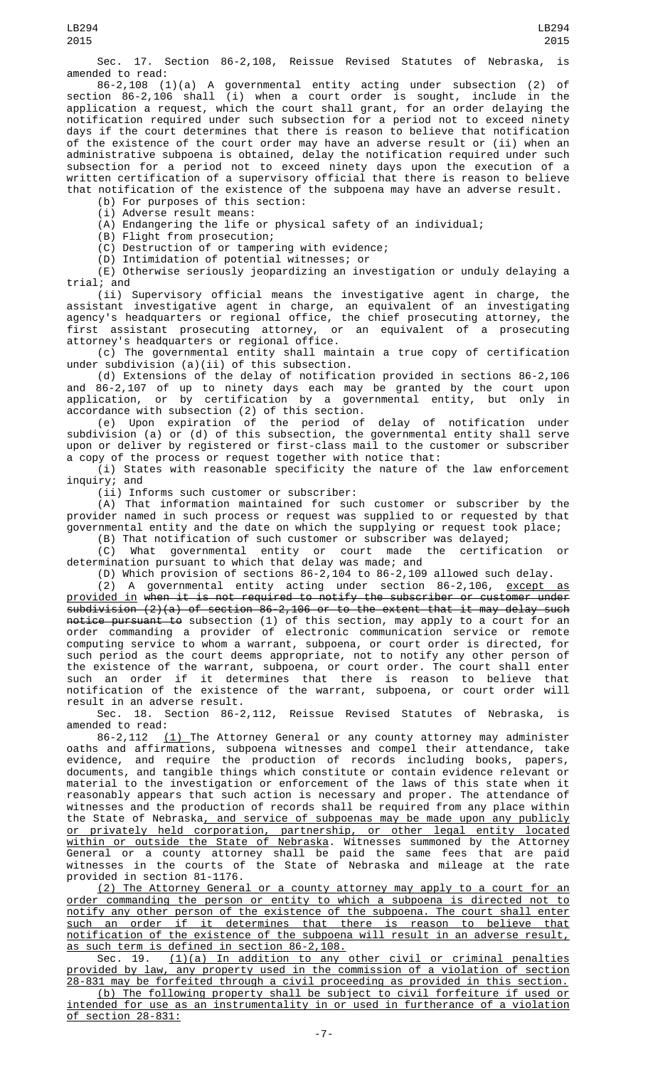Sec. 17. Section 86-2,108, Reissue Revised Statutes of Nebraska, is amended to read:

86-2,108 (1)(a) A governmental entity acting under subsection (2) of section 86-2,106 shall (i) when a court order is sought, include in the application a request, which the court shall grant, for an order delaying the notification required under such subsection for a period not to exceed ninety days if the court determines that there is reason to believe that notification of the existence of the court order may have an adverse result or (ii) when an administrative subpoena is obtained, delay the notification required under such subsection for a period not to exceed ninety days upon the execution of a written certification of a supervisory official that there is reason to believe that notification of the existence of the subpoena may have an adverse result.

(b) For purposes of this section:

(i) Adverse result means:

(A) Endangering the life or physical safety of an individual;

(B) Flight from prosecution;

(C) Destruction of or tampering with evidence;

(D) Intimidation of potential witnesses; or

(E) Otherwise seriously jeopardizing an investigation or unduly delaying a trial; and

(ii) Supervisory official means the investigative agent in charge, the assistant investigative agent in charge, an equivalent of an investigating agency's headquarters or regional office, the chief prosecuting attorney, the first assistant prosecuting attorney, or an equivalent of a prosecuting attorney's headquarters or regional office.

(c) The governmental entity shall maintain a true copy of certification under subdivision (a)(ii) of this subsection.

(d) Extensions of the delay of notification provided in sections 86-2,106 and 86-2,107 of up to ninety days each may be granted by the court upon application, or by certification by a governmental entity, but only in accordance with subsection (2) of this section.

(e) Upon expiration of the period of delay of notification under subdivision (a) or (d) of this subsection, the governmental entity shall serve upon or deliver by registered or first-class mail to the customer or subscriber a copy of the process or request together with notice that:

(i) States with reasonable specificity the nature of the law enforcement inquiry; and

(ii) Informs such customer or subscriber:

(A) That information maintained for such customer or subscriber by the provider named in such process or request was supplied to or requested by that governmental entity and the date on which the supplying or request took place;

(B) That notification of such customer or subscriber was delayed;

(C) What governmental entity or court made the certification or determination pursuant to which that delay was made; and

(D) Which provision of sections 86-2,104 to 86-2,109 allowed such delay.

(2) A governmental entity acting under section 86-2,106, except as provided in ~~when it is not required to notify the subscriber or customer under subdivision (2)(a) of section 86-2,106 or to the extent that it may delay such notice pursuant to~~ subsection (1) of this section, may apply to a court for an order commanding a provider of electronic communication service or remote computing service to whom a warrant, subpoena, or court order is directed, for such period as the court deems appropriate, not to notify any other person of the existence of the warrant, subpoena, or court order. The court shall enter such an order if it determines that there is reason to believe that notification of the existence of the warrant, subpoena, or court order will result in an adverse result.

Sec. 18. Section 86-2,112, Reissue Revised Statutes of Nebraska, is amended to read:

86-2,112 (1) The Attorney General or any county attorney may administer oaths and affirmations, subpoena witnesses and compel their attendance, take evidence, and require the production of records including books, papers, documents, and tangible things which constitute or contain evidence relevant or material to the investigation or enforcement of the laws of this state when it reasonably appears that such action is necessary and proper. The attendance of witnesses and the production of records shall be required from any place within the State of Nebraska, and service of subpoenas may be made upon any publicly or privately held corporation, partnership, or other legal entity located within or outside the State of Nebraska. Witnesses summoned by the Attorney General or a county attorney shall be paid the same fees that are paid witnesses in the courts of the State of Nebraska and mileage at the rate provided in section 81-1176.

(2) The Attorney General or a county attorney may apply to a court for an order commanding the person or entity to which a subpoena is directed not to notify any other person of the existence of the subpoena. The court shall enter such an order if it determines that there is reason to believe that notification of the existence of the subpoena will result in an adverse result, as such term is defined in section 86-2,108.

Sec. 19. (1)(a) In addition to any other civil or criminal penalties provided by law, any property used in the commission of a violation of section 28-831 may be forfeited through a civil proceeding as provided in this section.

(b) The following property shall be subject to civil forfeiture if used or intended for use as an instrumentality in or used in furtherance of a violation of section 28-831: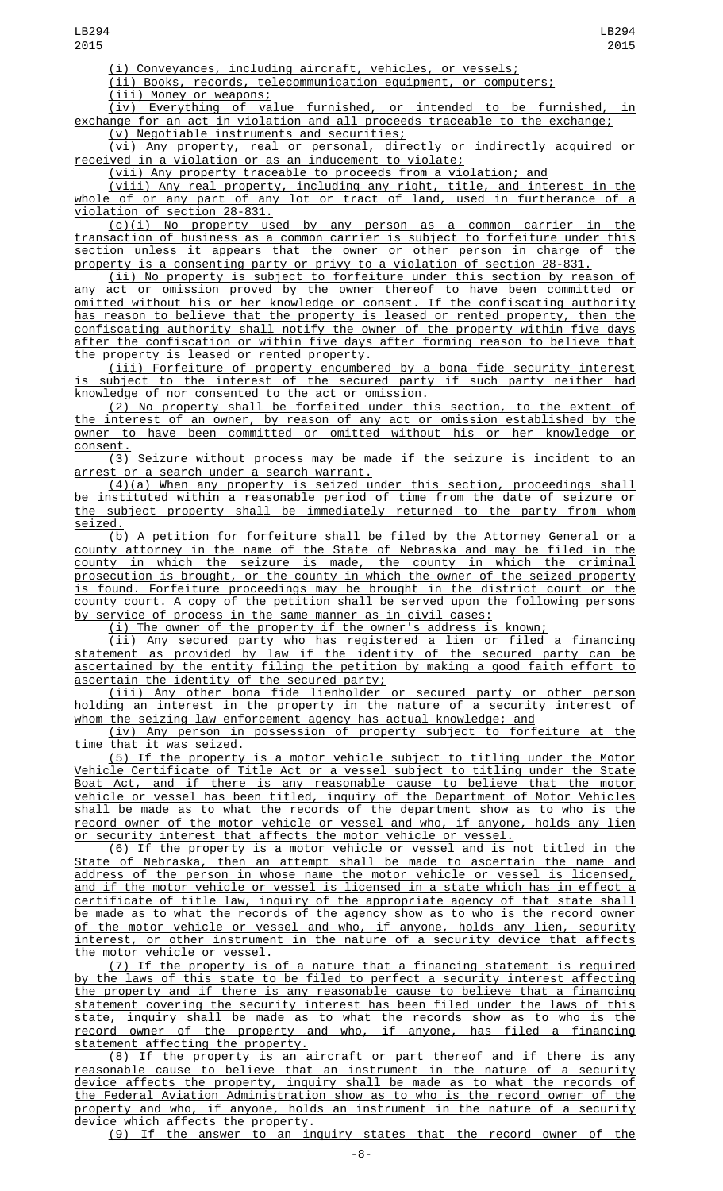(i) Conveyances, including aircraft, vehicles, or vessels;

(ii) Books, records, telecommunication equipment, or computers;

(iii) Money or weapons;

(iv) Everything of value furnished, or intended to be furnished, in exchange for an act in violation and all proceeds traceable to the exchange;

(v) Negotiable instruments and securities;

(vi) Any property, real or personal, directly or indirectly acquired or received in a violation or as an inducement to violate;

(vii) Any property traceable to proceeds from a violation; and

(viii) Any real property, including any right, title, and interest in the whole of or any part of any lot or tract of land, used in furtherance of a violation of section 28-831.

(c)(i) No property used by any person as a common carrier in the transaction of business as a common carrier is subject to forfeiture under this section unless it appears that the owner or other person in charge of the property is a consenting party or privy to a violation of section 28-831.

(ii) No property is subject to forfeiture under this section by reason of any act or omission proved by the owner thereof to have been committed or omitted without his or her knowledge or consent. If the confiscating authority has reason to believe that the property is leased or rented property, then the confiscating authority shall notify the owner of the property within five days after the confiscation or within five days after forming reason to believe that the property is leased or rented property.

(iii) Forfeiture of property encumbered by a bona fide security interest is subject to the interest of the secured party if such party neither had knowledge of nor consented to the act or omission.

(2) No property shall be forfeited under this section, to the extent of the interest of an owner, by reason of any act or omission established by the owner to have been committed or omitted without his or her knowledge or consent.

(3) Seizure without process may be made if the seizure is incident to an arrest or a search under a search warrant.

(4)(a) When any property is seized under this section, proceedings shall be instituted within a reasonable period of time from the date of seizure or the subject property shall be immediately returned to the party from whom seized.

(b) A petition for forfeiture shall be filed by the Attorney General or a county attorney in the name of the State of Nebraska and may be filed in the county in which the seizure is made, the county in which the criminal prosecution is brought, or the county in which the owner of the seized property is found. Forfeiture proceedings may be brought in the district court or the county court. A copy of the petition shall be served upon the following persons by service of process in the same manner as in civil cases:

(i) The owner of the property if the owner's address is known;

(ii) Any secured party who has registered a lien or filed a financing statement as provided by law if the identity of the secured party can be ascertained by the entity filing the petition by making a good faith effort to ascertain the identity of the secured party;

(iii) Any other bona fide lienholder or secured party or other person holding an interest in the property in the nature of a security interest of whom the seizing law enforcement agency has actual knowledge; and

(iv) Any person in possession of property subject to forfeiture at the time that it was seized.

(5) If the property is a motor vehicle subject to titling under the Motor Vehicle Certificate of Title Act or a vessel subject to titling under the State Boat Act, and if there is any reasonable cause to believe that the motor vehicle or vessel has been titled, inquiry of the Department of Motor Vehicles shall be made as to what the records of the department show as to who is the record owner of the motor vehicle or vessel and who, if anyone, holds any lien or security interest that affects the motor vehicle or vessel.

(6) If the property is a motor vehicle or vessel and is not titled in the State of Nebraska, then an attempt shall be made to ascertain the name and address of the person in whose name the motor vehicle or vessel is licensed, and if the motor vehicle or vessel is licensed in a state which has in effect a certificate of title law, inquiry of the appropriate agency of that state shall be made as to what the records of the agency show as to who is the record owner of the motor vehicle or vessel and who, if anyone, holds any lien, security interest, or other instrument in the nature of a security device that affects the motor vehicle or vessel.

(7) If the property is of a nature that a financing statement is required by the laws of this state to be filed to perfect a security interest affecting the property and if there is any reasonable cause to believe that a financing statement covering the security interest has been filed under the laws of this state, inquiry shall be made as to what the records show as to who is the record owner of the property and who, if anyone, has filed a financing statement affecting the property.

(8) If the property is an aircraft or part thereof and if there is any reasonable cause to believe that an instrument in the nature of a security device affects the property, inquiry shall be made as to what the records of the Federal Aviation Administration show as to who is the record owner of the property and who, if anyone, holds an instrument in the nature of a security device which affects the property.

(9) If the answer to an inquiry states that the record owner of the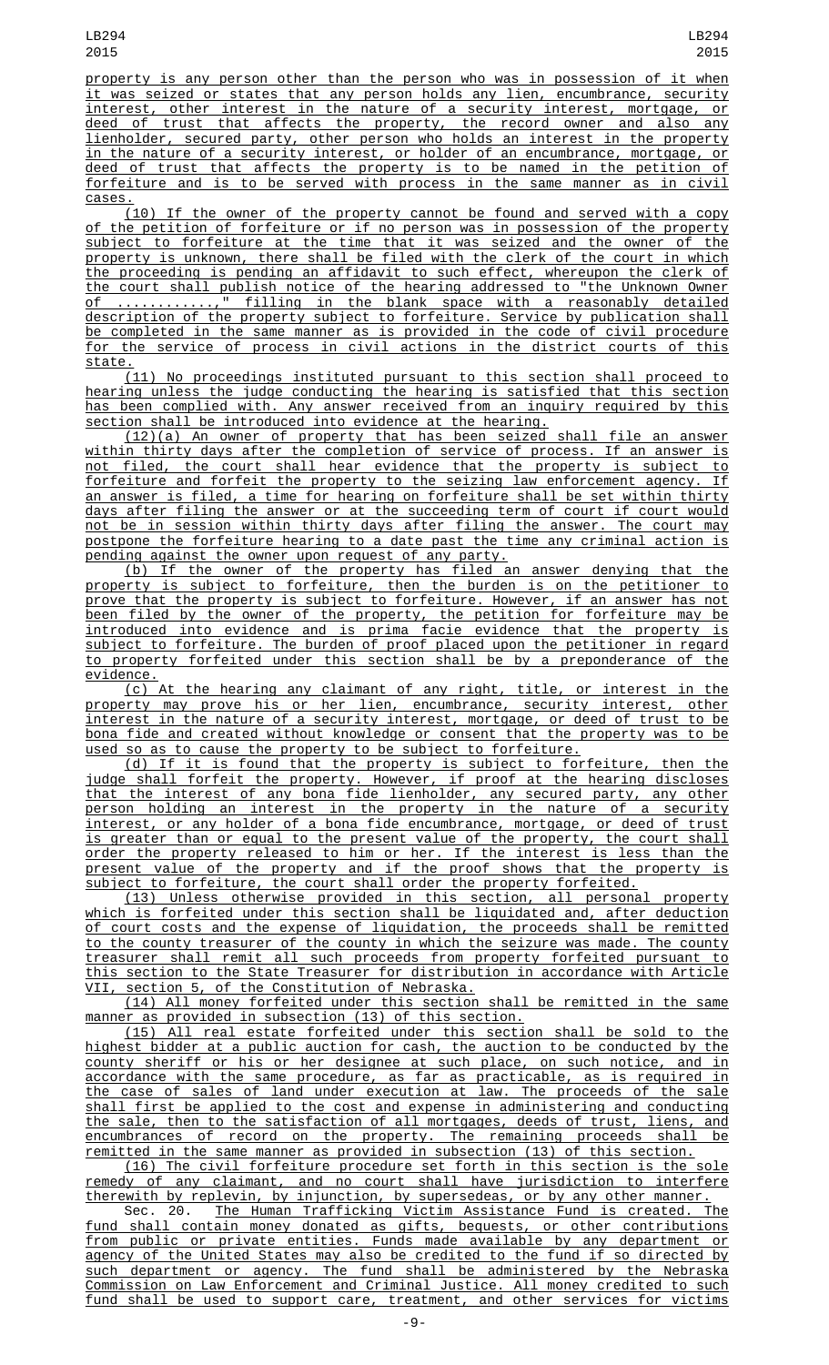property is any person other than the person who was in possession of it when it was seized or states that any person holds any lien, encumbrance, security interest, other interest in the nature of a security interest, mortgage, or deed of trust that affects the property, the record owner and also any lienholder, secured party, other person who holds an interest in the property in the nature of a security interest, or holder of an encumbrance, mortgage, or deed of trust that affects the property is to be named in the petition of forfeiture and is to be served with process in the same manner as in civil cases.

(10) If the owner of the property cannot be found and served with a copy of the petition of forfeiture or if no person was in possession of the property subject to forfeiture at the time that it was seized and the owner of the property is unknown, there shall be filed with the clerk of the court in which the proceeding is pending an affidavit to such effect, whereupon the clerk of the court shall publish notice of the hearing addressed to "the Unknown Owner of ..........," filling in the blank space with a reasonably detailed description of the property subject to forfeiture. Service by publication shall be completed in the same manner as is provided in the code of civil procedure for the service of process in civil actions in the district courts of this state.

(11) No proceedings instituted pursuant to this section shall proceed to hearing unless the judge conducting the hearing is satisfied that this section has been complied with. Any answer received from an inquiry required by this section shall be introduced into evidence at the hearing.

(12)(a) An owner of property that has been seized shall file an answer within thirty days after the completion of service of process. If an answer is not filed, the court shall hear evidence that the property is subject to forfeiture and forfeit the property to the seizing law enforcement agency. If an answer is filed, a time for hearing on forfeiture shall be set within thirty days after filing the answer or at the succeeding term of court if court would not be in session within thirty days after filing the answer. The court may postpone the forfeiture hearing to a date past the time any criminal action is pending against the owner upon request of any party.

(b) If the owner of the property has filed an answer denying that the property is subject to forfeiture, then the burden is on the petitioner to prove that the property is subject to forfeiture. However, if an answer has not been filed by the owner of the property, the petition for forfeiture may be introduced into evidence and is prima facie evidence that the property is subject to forfeiture. The burden of proof placed upon the petitioner in regard to property forfeited under this section shall be by a preponderance of the evidence.

(c) At the hearing any claimant of any right, title, or interest in the property may prove his or her lien, encumbrance, security interest, other interest in the nature of a security interest, mortgage, or deed of trust to be bona fide and created without knowledge or consent that the property was to be used so as to cause the property to be subject to forfeiture.

(d) If it is found that the property is subject to forfeiture, then the judge shall forfeit the property. However, if proof at the hearing discloses that the interest of any bona fide lienholder, any secured party, any other person holding an interest in the property in the nature of a security interest, or any holder of a bona fide encumbrance, mortgage, or deed of trust is greater than or equal to the present value of the property, the court shall order the property released to him or her. If the interest is less than the present value of the property and if the proof shows that the property is subject to forfeiture, the court shall order the property forfeited.

(13) Unless otherwise provided in this section, all personal property which is forfeited under this section shall be liquidated and, after deduction of court costs and the expense of liquidation, the proceeds shall be remitted to the county treasurer of the county in which the seizure was made. The county treasurer shall remit all such proceeds from property forfeited pursuant to this section to the State Treasurer for distribution in accordance with Article VII, section 5, of the Constitution of Nebraska.

(14) All money forfeited under this section shall be remitted in the same manner as provided in subsection (13) of this section.

(15) All real estate forfeited under this section shall be sold to the highest bidder at a public auction for cash, the auction to be conducted by the county sheriff or his or her designee at such place, on such notice, and in accordance with the same procedure, as far as practicable, as is required in the case of sales of land under execution at law. The proceeds of the sale shall first be applied to the cost and expense in administering and conducting the sale, then to the satisfaction of all mortgages, deeds of trust, liens, and encumbrances of record on the property. The remaining proceeds shall be remitted in the same manner as provided in subsection (13) of this section.

(16) The civil forfeiture procedure set forth in this section is the sole remedy of any claimant, and no court shall have jurisdiction to interfere therewith by replevin, by injunction, by supersedeas, or by any other manner.

Sec. 20. The Human Trafficking Victim Assistance Fund is created. The fund shall contain money donated as gifts, bequests, or other contributions from public or private entities. Funds made available by any department or agency of the United States may also be credited to the fund if so directed by such department or agency. The fund shall be administered by the Nebraska Commission on Law Enforcement and Criminal Justice. All money credited to such fund shall be used to support care, treatment, and other services for victims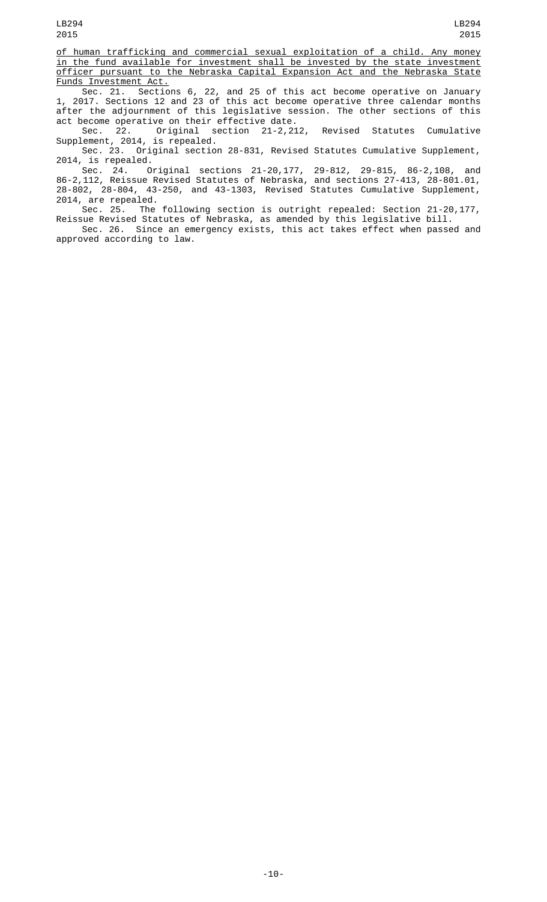of human trafficking and commercial sexual exploitation of a child. Any money in the fund available for investment shall be invested by the state investment officer pursuant to the Nebraska Capital Expansion Act and the Nebraska State Funds Investment Act.

Sec. 21. Sections 6, 22, and 25 of this act become operative on January 1, 2017. Sections 12 and 23 of this act become operative three calendar months after the adjournment of this legislative session. The other sections of this act become operative on their effective date.

Sec. 22. Original section 21-2,212, Revised Statutes Cumulative Supplement, 2014, is repealed.

Sec. 23. Original section 28-831, Revised Statutes Cumulative Supplement, 2014, is repealed.

Sec. 24. Original sections 21-20,177, 29-812, 29-815, 86-2,108, and 86-2,112, Reissue Revised Statutes of Nebraska, and sections 27-413, 28-801.01, 28-802, 28-804, 43-250, and 43-1303, Revised Statutes Cumulative Supplement, 2014, are repealed.

Sec. 25. The following section is outright repealed: Section 21-20,177, Reissue Revised Statutes of Nebraska, as amended by this legislative bill.

Sec. 26. Since an emergency exists, this act takes effect when passed and approved according to law.